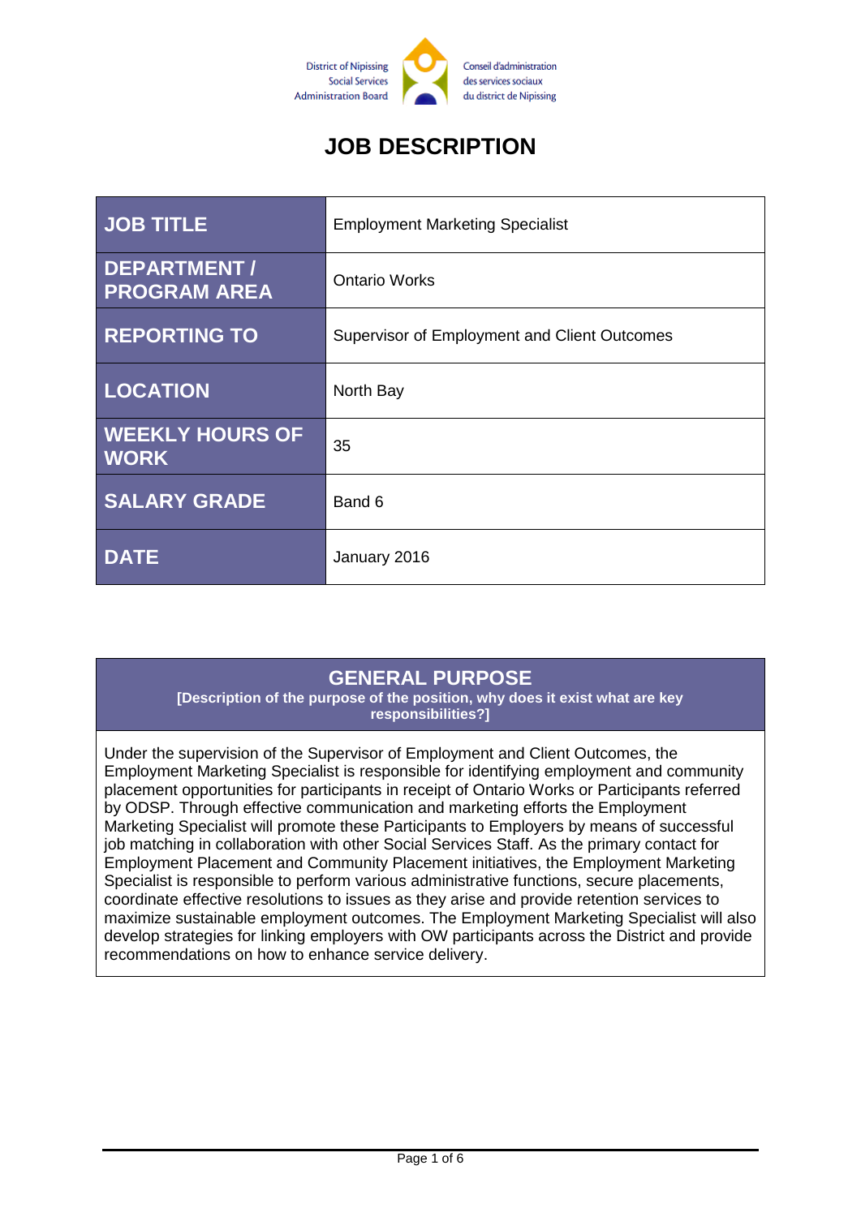District of Nipissing Social Services Administration Board

Conseil d'administration des services sociaux du district de Nipissing

# JOB DESCRIPTION

| JOB TITLE | Employment Marketing Specialist |
|---|---|
| DEPARTMENT / PROGRAM AREA | Ontario Works |
| REPORTING TO | Supervisor of Employment and Client Outcomes |
| LOCATION | North Bay |
| WEEKLY HOURS OF WORK | 35 |
| SALARY GRADE | Band 6 |
| DATE | January 2016 |

## GENERAL PURPOSE

**[Description of the purpose of the position, why does it exist what are key responsibilities?]**

Under the supervision of the Supervisor of Employment and Client Outcomes, the Employment Marketing Specialist is responsible for identifying employment and community placement opportunities for participants in receipt of Ontario Works or Participants referred by ODSP. Through effective communication and marketing efforts the Employment Marketing Specialist will promote these Participants to Employers by means of successful job matching in collaboration with other Social Services Staff. As the primary contact for Employment Placement and Community Placement initiatives, the Employment Marketing Specialist is responsible to perform various administrative functions, secure placements, coordinate effective resolutions to issues as they arise and provide retention services to maximize sustainable employment outcomes. The Employment Marketing Specialist will also develop strategies for linking employers with OW participants across the District and provide recommendations on how to enhance service delivery.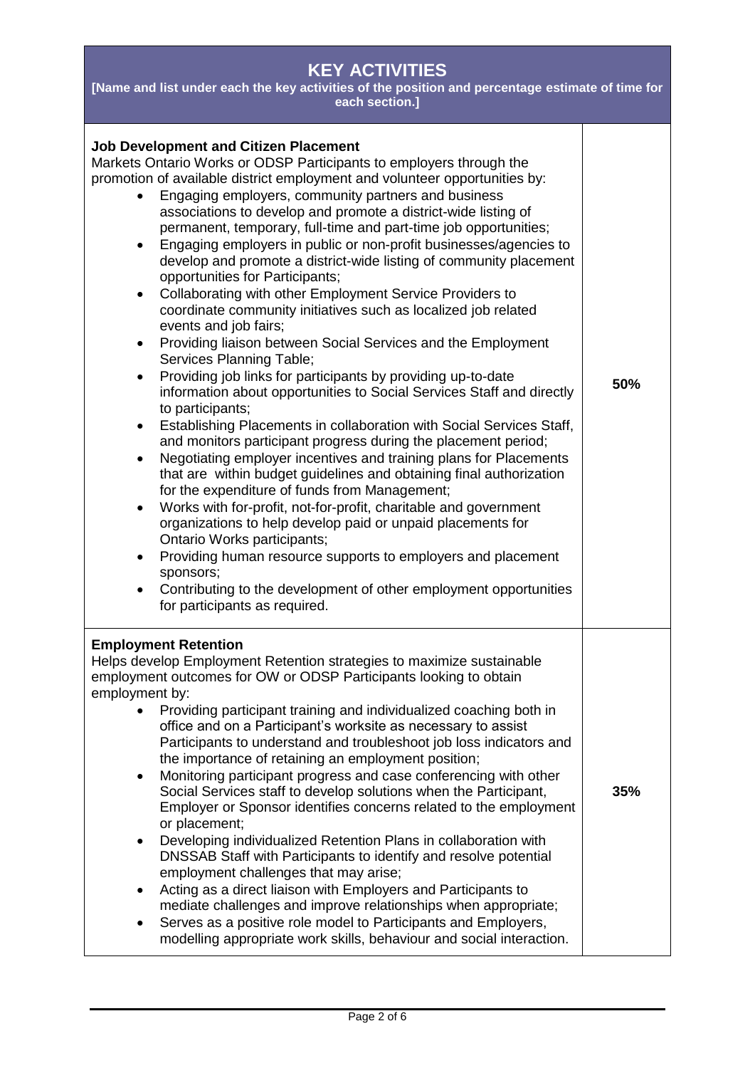## KEY ACTIVITIES

**[Name and list under each the key activities of the position and percentage estimate of time for each section.]**

| Activity | Time |
|---|---|
| **Job Development and Citizen Placement**<br>Markets Ontario Works or ODSP Participants to employers through the promotion of available district employment and volunteer opportunities by:<br>• Engaging employers, community partners and business associations to develop and promote a district-wide listing of permanent, temporary, full-time and part-time job opportunities;<br>• Engaging employers in public or non-profit businesses/agencies to develop and promote a district-wide listing of community placement opportunities for Participants;<br>• Collaborating with other Employment Service Providers to coordinate community initiatives such as localized job related events and job fairs;<br>• Providing liaison between Social Services and the Employment Services Planning Table;<br>• Providing job links for participants by providing up-to-date information about opportunities to Social Services Staff and directly to participants;<br>• Establishing Placements in collaboration with Social Services Staff, and monitors participant progress during the placement period;<br>• Negotiating employer incentives and training plans for Placements that are within budget guidelines and obtaining final authorization for the expenditure of funds from Management;<br>• Works with for-profit, not-for-profit, charitable and government organizations to help develop paid or unpaid placements for Ontario Works participants;<br>• Providing human resource supports to employers and placement sponsors;<br>• Contributing to the development of other employment opportunities for participants as required. | **50%** |
| **Employment Retention**<br>Helps develop Employment Retention strategies to maximize sustainable employment outcomes for OW or ODSP Participants looking to obtain employment by:<br>• Providing participant training and individualized coaching both in office and on a Participant's worksite as necessary to assist Participants to understand and troubleshoot job loss indicators and the importance of retaining an employment position;<br>• Monitoring participant progress and case conferencing with other Social Services staff to develop solutions when the Participant, Employer or Sponsor identifies concerns related to the employment or placement;<br>• Developing individualized Retention Plans in collaboration with DNSSAB Staff with Participants to identify and resolve potential employment challenges that may arise;<br>• Acting as a direct liaison with Employers and Participants to mediate challenges and improve relationships when appropriate;<br>• Serves as a positive role model to Participants and Employers, modelling appropriate work skills, behaviour and social interaction. | **35%** |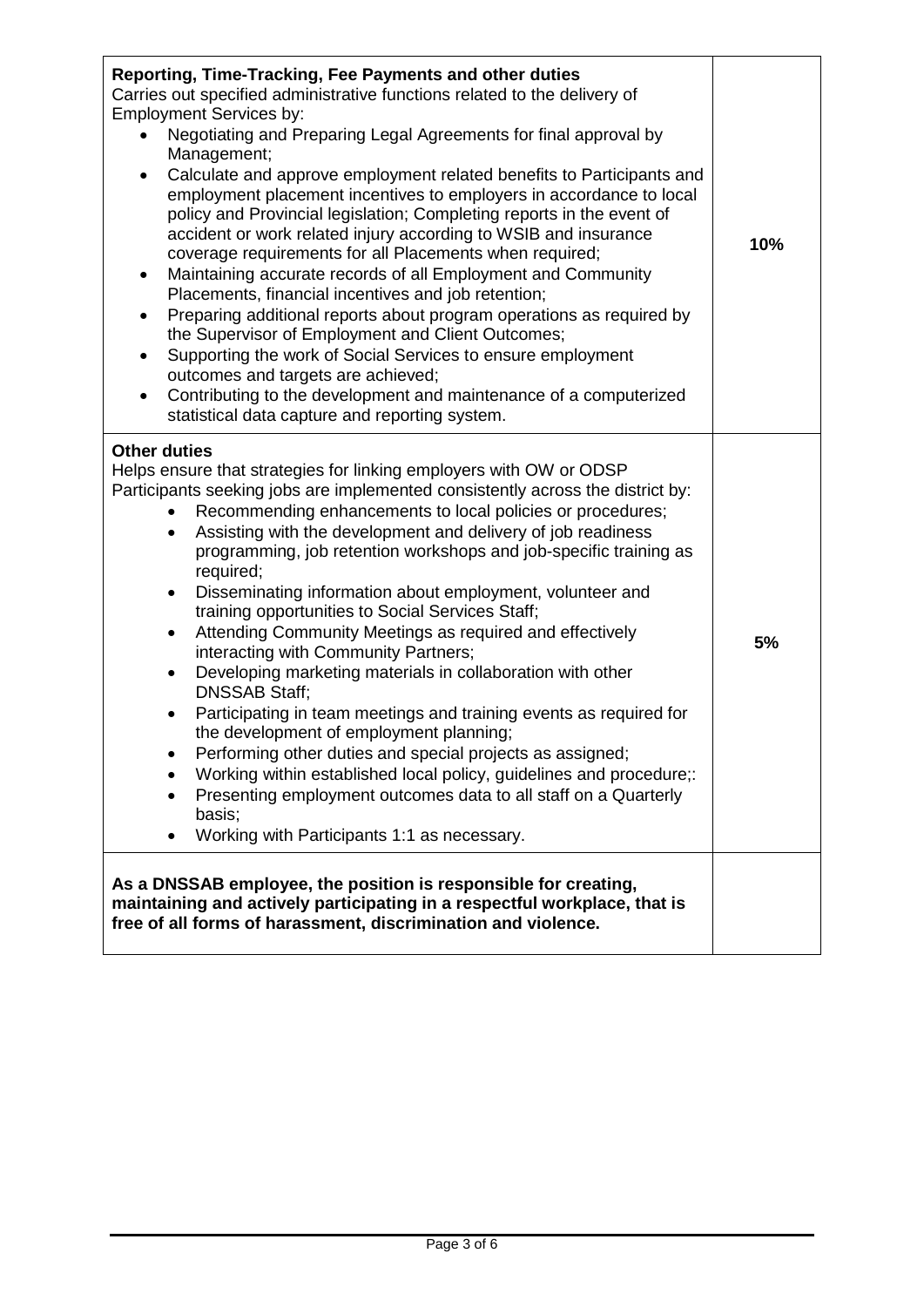| | |
|---|---|
| **Reporting, Time-Tracking, Fee Payments and other duties**<br>Carries out specified administrative functions related to the delivery of Employment Services by:<br>• Negotiating and Preparing Legal Agreements for final approval by Management;<br>• Calculate and approve employment related benefits to Participants and employment placement incentives to employers in accordance to local policy and Provincial legislation; Completing reports in the event of accident or work related injury according to WSIB and insurance coverage requirements for all Placements when required;<br>• Maintaining accurate records of all Employment and Community Placements, financial incentives and job retention;<br>• Preparing additional reports about program operations as required by the Supervisor of Employment and Client Outcomes;<br>• Supporting the work of Social Services to ensure employment outcomes and targets are achieved;<br>• Contributing to the development and maintenance of a computerized statistical data capture and reporting system. | **10%** |
| **Other duties**<br>Helps ensure that strategies for linking employers with OW or ODSP Participants seeking jobs are implemented consistently across the district by:<br>• Recommending enhancements to local policies or procedures;<br>• Assisting with the development and delivery of job readiness programming, job retention workshops and job-specific training as required;<br>• Disseminating information about employment, volunteer and training opportunities to Social Services Staff;<br>• Attending Community Meetings as required and effectively interacting with Community Partners;<br>• Developing marketing materials in collaboration with other DNSSAB Staff;<br>• Participating in team meetings and training events as required for the development of employment planning;<br>• Performing other duties and special projects as assigned;<br>• Working within established local policy, guidelines and procedure;:<br>• Presenting employment outcomes data to all staff on a Quarterly basis;<br>• Working with Participants 1:1 as necessary. | **5%** |
| **As a DNSSAB employee, the position is responsible for creating, maintaining and actively participating in a respectful workplace, that is free of all forms of harassment, discrimination and violence.** | |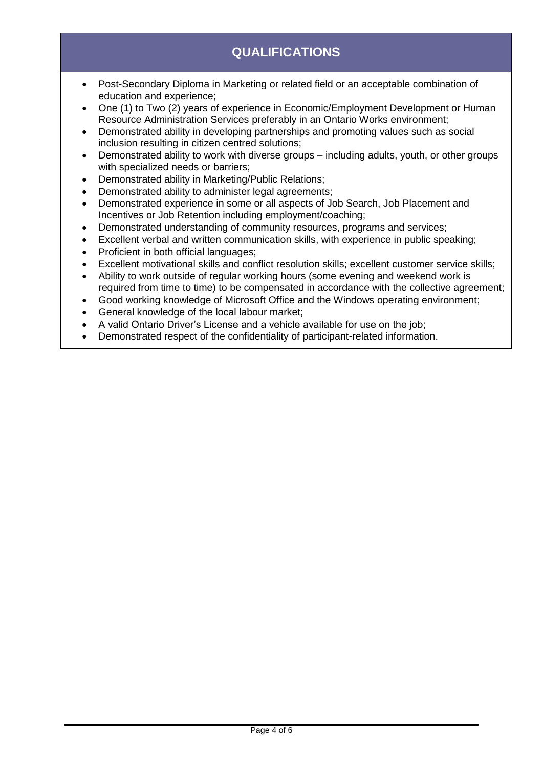## QUALIFICATIONS

- Post-Secondary Diploma in Marketing or related field or an acceptable combination of education and experience;
- One (1) to Two (2) years of experience in Economic/Employment Development or Human Resource Administration Services preferably in an Ontario Works environment;
- Demonstrated ability in developing partnerships and promoting values such as social inclusion resulting in citizen centred solutions;
- Demonstrated ability to work with diverse groups – including adults, youth, or other groups with specialized needs or barriers;
- Demonstrated ability in Marketing/Public Relations;
- Demonstrated ability to administer legal agreements;
- Demonstrated experience in some or all aspects of Job Search, Job Placement and Incentives or Job Retention including employment/coaching;
- Demonstrated understanding of community resources, programs and services;
- Excellent verbal and written communication skills, with experience in public speaking;
- Proficient in both official languages;
- Excellent motivational skills and conflict resolution skills; excellent customer service skills;
- Ability to work outside of regular working hours (some evening and weekend work is required from time to time) to be compensated in accordance with the collective agreement;
- Good working knowledge of Microsoft Office and the Windows operating environment;
- General knowledge of the local labour market;
- A valid Ontario Driver's License and a vehicle available for use on the job;
- Demonstrated respect of the confidentiality of participant-related information.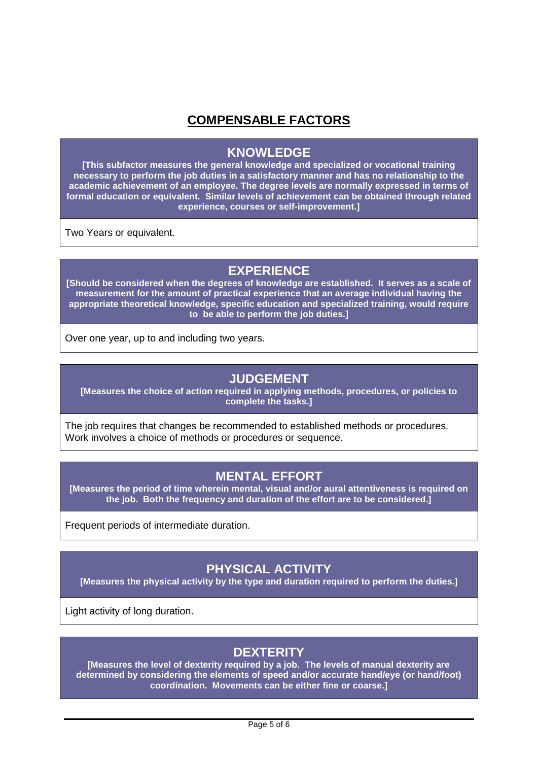# COMPENSABLE FACTORS

## KNOWLEDGE

**[This subfactor measures the general knowledge and specialized or vocational training necessary to perform the job duties in a satisfactory manner and has no relationship to the academic achievement of an employee. The degree levels are normally expressed in terms of formal education or equivalent. Similar levels of achievement can be obtained through related experience, courses or self-improvement.]**

Two Years or equivalent.

## EXPERIENCE

**[Should be considered when the degrees of knowledge are established. It serves as a scale of measurement for the amount of practical experience that an average individual having the appropriate theoretical knowledge, specific education and specialized training, would require to be able to perform the job duties.]**

Over one year, up to and including two years.

## JUDGEMENT

**[Measures the choice of action required in applying methods, procedures, or policies to complete the tasks.]**

The job requires that changes be recommended to established methods or procedures. Work involves a choice of methods or procedures or sequence.

## MENTAL EFFORT

**[Measures the period of time wherein mental, visual and/or aural attentiveness is required on the job. Both the frequency and duration of the effort are to be considered.]**

Frequent periods of intermediate duration.

## PHYSICAL ACTIVITY

**[Measures the physical activity by the type and duration required to perform the duties.]**

Light activity of long duration.

## DEXTERITY

**[Measures the level of dexterity required by a job. The levels of manual dexterity are determined by considering the elements of speed and/or accurate hand/eye (or hand/foot) coordination. Movements can be either fine or coarse.]**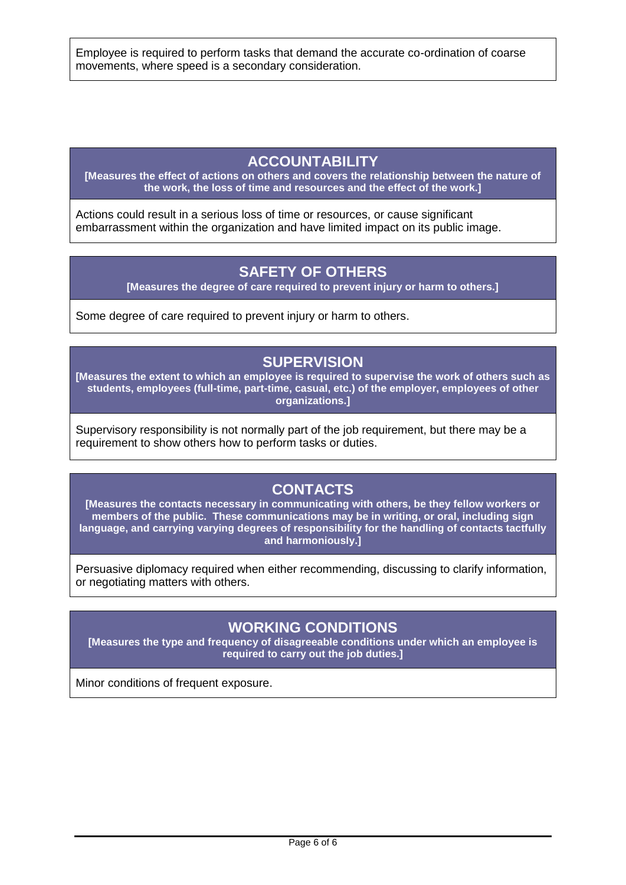Employee is required to perform tasks that demand the accurate co-ordination of coarse movements, where speed is a secondary consideration.

## ACCOUNTABILITY

**[Measures the effect of actions on others and covers the relationship between the nature of the work, the loss of time and resources and the effect of the work.]**

Actions could result in a serious loss of time or resources, or cause significant embarrassment within the organization and have limited impact on its public image.

## SAFETY OF OTHERS

**[Measures the degree of care required to prevent injury or harm to others.]**

Some degree of care required to prevent injury or harm to others.

## SUPERVISION

**[Measures the extent to which an employee is required to supervise the work of others such as students, employees (full-time, part-time, casual, etc.) of the employer, employees of other organizations.]**

Supervisory responsibility is not normally part of the job requirement, but there may be a requirement to show others how to perform tasks or duties.

## CONTACTS

**[Measures the contacts necessary in communicating with others, be they fellow workers or members of the public. These communications may be in writing, or oral, including sign language, and carrying varying degrees of responsibility for the handling of contacts tactfully and harmoniously.]**

Persuasive diplomacy required when either recommending, discussing to clarify information, or negotiating matters with others.

## WORKING CONDITIONS

**[Measures the type and frequency of disagreeable conditions under which an employee is required to carry out the job duties.]**

Minor conditions of frequent exposure.